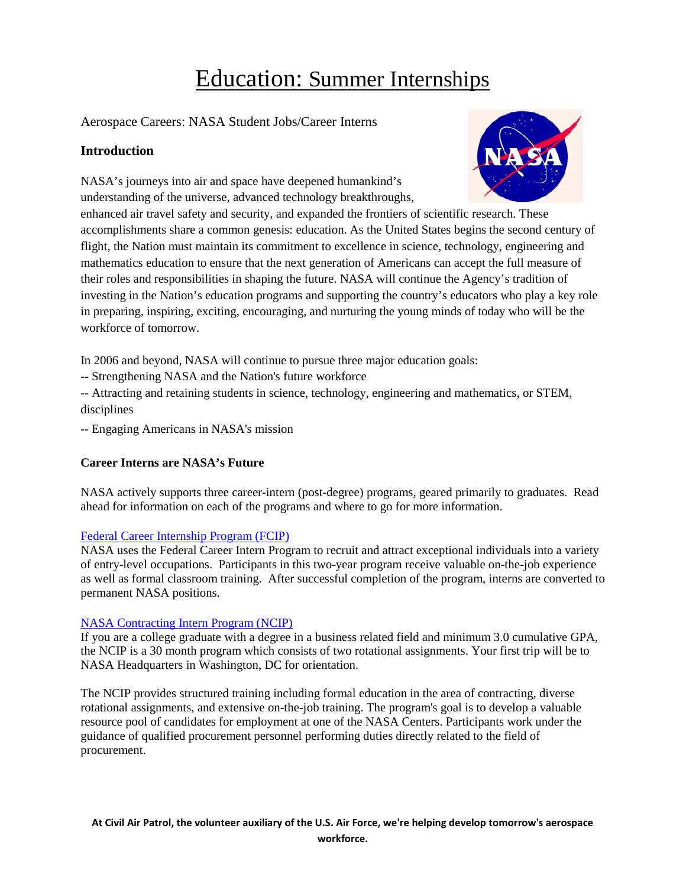# Education: Summer Internships

Aerospace Careers: NASA Student Jobs/Career Interns

## Introduction

NASA's journeys into air and space have deepened humankind's understanding of the universe, advanced technology breakthroughs, enhanced air travel safety and security, and expanded the frontiers of scientific research. These accomplishments share a common genesis: education. As the United States begins the second century of flight, the Nation must maintain its commitment to excellence in science, technology, engineering and mathematics education to ensure that the next generation of Americans can accept the full measure of their roles and responsibilities in shaping the future. NASA will continue the Agency's tradition of investing in the Nation's education programs and supporting the country's educators who play a key role in preparing, inspiring, exciting, encouraging, and nurturing the young minds of today who will be the workforce of tomorrow.

In 2006 and beyond, NASA will continue to pursue three major education goals:

-- Strengthening NASA and the Nation's future workforce

-- Attracting and retaining students in science, technology, engineering and mathematics, or STEM, disciplines

-- Engaging Americans in NASA's mission

## Career Interns are NASA's Future

NASA actively supports three career-intern (post-degree) programs, geared primarily to graduates. Read ahead for information on each of the programs and where to go for more information.

Federal Career Internship Program (FCIP)

NASA uses the Federal Career Intern Program to recruit and attract exceptional individuals into a variety of entry-level occupations. Participants in this two-year program receive valuable on-the-job experience as well as formal classroom training. After successful completion of the program, interns are converted to permanent NASA positions.

NASA Contracting Intern Program (NCIP)

If you are a college graduate with a degree in a business related field and minimum 3.0 cumulative GPA, the NCIP is a 30 month program which consists of two rotational assignments. Your first trip will be to NASA Headquarters in Washington, DC for orientation.

The NCIP provides structured training including formal education in the area of contracting, diverse rotational assignments, and extensive on-the-job training. The program's goal is to develop a valuable resource pool of candidates for employment at one of the NASA Centers. Participants work under the guidance of qualified procurement personnel performing duties directly related to the field of procurement.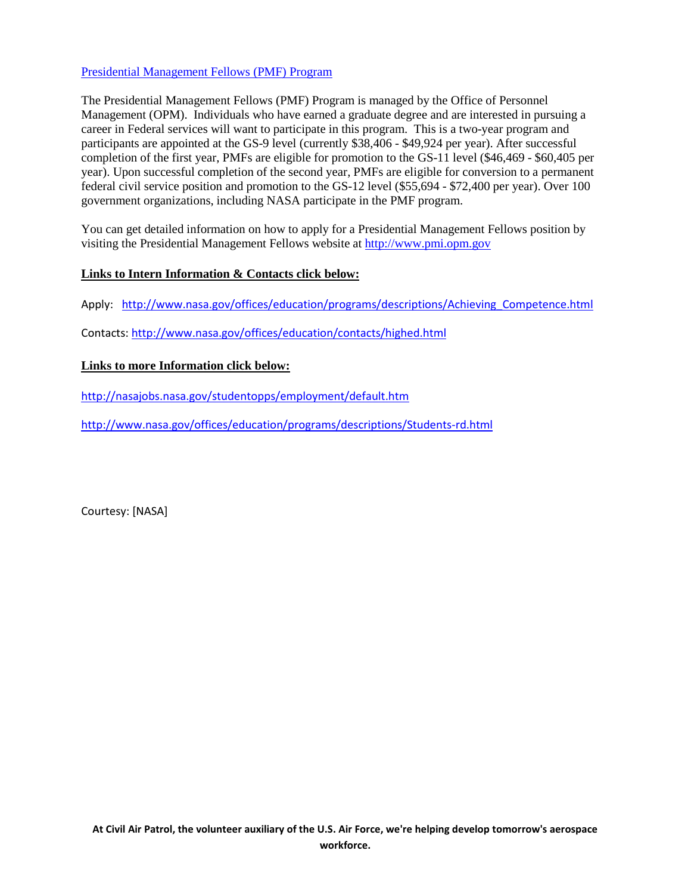[Presidential Management Fellows (PMF) Program](#)

The Presidential Management Fellows (PMF) Program is managed by the Office of Personnel Management (OPM). Individuals who have earned a graduate degree and are interested in pursuing a career in Federal services will want to participate in this program. This is a two-year program and participants are appointed at the GS-9 level (currently $38,406 - $49,924 per year). After successful completion of the first year, PMFs are eligible for promotion to the GS-11 level ($46,469 - $60,405 per year). Upon successful completion of the second year, PMFs are eligible for conversion to a permanent federal civil service position and promotion to the GS-12 level ($55,694 - $72,400 per year). Over 100 government organizations, including NASA participate in the PMF program.

You can get detailed information on how to apply for a Presidential Management Fellows position by visiting the Presidential Management Fellows website at http://www.pmi.opm.gov

**Links to Intern Information & Contacts click below:**

Apply: http://www.nasa.gov/offices/education/programs/descriptions/Achieving_Competence.html

Contacts: http://www.nasa.gov/offices/education/contacts/highed.html

**Links to more Information click below:**

http://nasajobs.nasa.gov/studentopps/employment/default.htm

http://www.nasa.gov/offices/education/programs/descriptions/Students-rd.html

Courtesy: [NASA]

**At Civil Air Patrol, the volunteer auxiliary of the U.S. Air Force, we're helping develop tomorrow's aerospace workforce.**